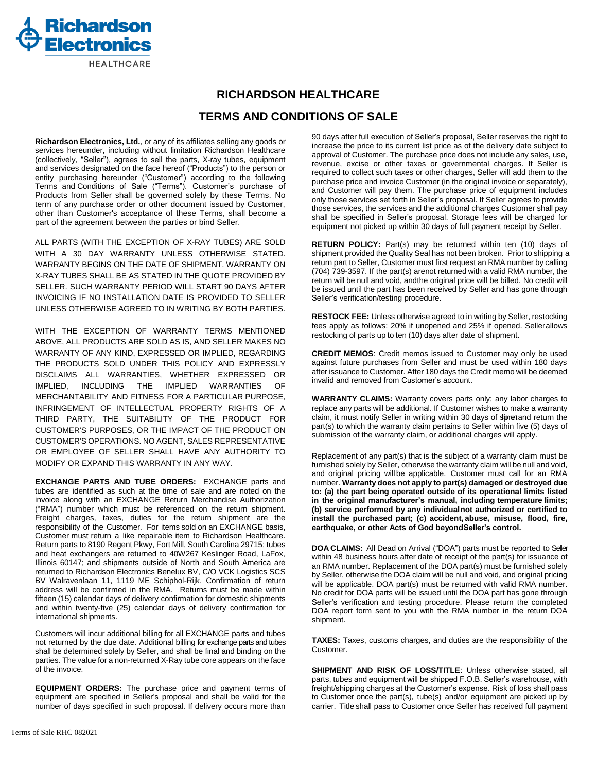# RICHARDSON HEALTHCARE

## TERMS AND CONDITIONS OF SALE

**Richardson Electronics, Ltd.**, or any of its affiliates selling any goods or services hereunder, including without limitation Richardson Healthcare (collectively, "Seller"), agrees to sell the parts, X-ray tubes, equipment and services designated on the face hereof ("Products") to the person or entity purchasing hereunder ("Customer") according to the following Terms and Conditions of Sale ("Terms"). Customer's purchase of Products from Seller shall be governed solely by these Terms. No term of any purchase order or other document issued by Customer, other than Customer's acceptance of these Terms, shall become a part of the agreement between the parties or bind Seller.

ALL PARTS (WITH THE EXCEPTION OF X-RAY TUBES) ARE SOLD WITH A 30 DAY WARRANTY UNLESS OTHERWISE STATED. WARRANTY BEGINS ON THE DATE OF SHIPMENT. WARRANTY ON X-RAY TUBES SHALL BE AS STATED IN THE QUOTE PROVIDED BY SELLER. SUCH WARRANTY PERIOD WILL START 90 DAYS AFTER INVOICING IF NO INSTALLATION DATE IS PROVIDED TO SELLER UNLESS OTHERWISE AGREED TO IN WRITING BY BOTH PARTIES.

WITH THE EXCEPTION OF WARRANTY TERMS MENTIONED ABOVE, ALL PRODUCTS ARE SOLD AS IS, AND SELLER MAKES NO WARRANTY OF ANY KIND, EXPRESSED OR IMPLIED, REGARDING THE PRODUCTS SOLD UNDER THIS POLICY AND EXPRESSLY DISCLAIMS ALL WARRANTIES, WHETHER EXPRESSED OR IMPLIED, INCLUDING THE IMPLIED WARRANTIES OF MERCHANTABILITY AND FITNESS FOR A PARTICULAR PURPOSE, INFRINGEMENT OF INTELLECTUAL PROPERTY RIGHTS OF A THIRD PARTY, THE SUITABILITY OF THE PRODUCT FOR CUSTOMER'S PURPOSES, OR THE IMPACT OF THE PRODUCT ON CUSTOMER'S OPERATIONS. NO AGENT, SALES REPRESENTATIVE OR EMPLOYEE OF SELLER SHALL HAVE ANY AUTHORITY TO MODIFY OR EXPAND THIS WARRANTY IN ANY WAY.

**EXCHANGE PARTS AND TUBE ORDERS:** EXCHANGE parts and tubes are identified as such at the time of sale and are noted on the invoice along with an EXCHANGE Return Merchandise Authorization ("RMA") number which must be referenced on the return shipment. Freight charges, taxes, duties for the return shipment are the responsibility of the Customer. For items sold on an EXCHANGE basis, Customer must return a like repairable item to Richardson Healthcare. Return parts to 8190 Regent Pkwy, Fort Mill, South Carolina 29715; tubes and heat exchangers are returned to 40W267 Keslinger Road, LaFox, Illinois 60147; and shipments outside of North and South America are returned to Richardson Electronics Benelux BV, C/O VCK Logistics SCS BV Walravenlaan 11, 1119 ME Schiphol-Rijk. Confirmation of return address will be confirmed in the RMA. Returns must be made within fifteen (15) calendar days of delivery confirmation for domestic shipments and within twenty-five (25) calendar days of delivery confirmation for international shipments.

Customers will incur additional billing for all EXCHANGE parts and tubes not returned by the due date. Additional billing for exchange parts and tubes shall be determined solely by Seller, and shall be final and binding on the parties. The value for a non-returned X-Ray tube core appears on the face of the invoice.

**EQUIPMENT ORDERS:** The purchase price and payment terms of equipment are specified in Seller's proposal and shall be valid for the number of days specified in such proposal. If delivery occurs more than 90 days after full execution of Seller's proposal, Seller reserves the right to increase the price to its current list price as of the delivery date subject to approval of Customer. The purchase price does not include any sales, use, revenue, excise or other taxes or governmental charges. If Seller is required to collect such taxes or other charges, Seller will add them to the purchase price and invoice Customer (in the original invoice or separately), and Customer will pay them. The purchase price of equipment includes only those services set forth in Seller's proposal. If Seller agrees to provide those services, the services and the additional charges Customer shall pay shall be specified in Seller's proposal. Storage fees will be charged for equipment not picked up within 30 days of full payment receipt by Seller.

**RETURN POLICY:** Part(s) may be returned within ten (10) days of shipment provided the Quality Seal has not been broken. Prior to shipping a return part to Seller, Customer must first request an RMA number by calling (704) 739-3597. If the part(s) arenot returned with a valid RMA number, the return will be null and void, andthe original price will be billed. No credit will be issued until the part has been received by Seller and has gone through Seller's verification/testing procedure.

**RESTOCK FEE:** Unless otherwise agreed to in writing by Seller, restocking fees apply as follows: 20% if unopened and 25% if opened. Sellerallows restocking of parts up to ten (10) days after date of shipment.

**CREDIT MEMOS**: Credit memos issued to Customer may only be used against future purchases from Seller and must be used within 180 days after issuance to Customer. After 180 days the Credit memo will be deemed invalid and removed from Customer's account.

**WARRANTY CLAIMS:** Warranty covers parts only; any labor charges to replace any parts will be additional. If Customer wishes to make a warranty claim, it must notify Seller in writing within 30 days of shipment and return the part(s) to which the warranty claim pertains to Seller within five (5) days of submission of the warranty claim, or additional charges will apply.

Replacement of any part(s) that is the subject of a warranty claim must be furnished solely by Seller, otherwise the warranty claim will be null and void, and original pricing will be applicable. Customer must call for an RMA number. **Warranty does not apply to part(s) damaged or destroyed due to: (a) the part being operated outside of its operational limits listed in the original manufacturer's manual, including temperature limits; (b) service performed by any individual not authorized or certified to install the purchased part; (c) accident, abuse, misuse, flood, fire, earthquake, or other Acts of God beyondSeller's control.**

**DOA CLAIMS:** All Dead on Arrival ("DOA") parts must be reported to Seller within 48 business hours after date of receipt of the part(s) for issuance of an RMA number. Replacement of the DOA part(s) must be furnished solely by Seller, otherwise the DOA claim will be null and void, and original pricing will be applicable. DOA part(s) must be returned with valid RMA number. No credit for DOA parts will be issued until the DOA part has gone through Seller's verification and testing procedure. Please return the completed DOA report form sent to you with the RMA number in the return DOA shipment.

**TAXES:** Taxes, customs charges, and duties are the responsibility of the Customer.

**SHIPMENT AND RISK OF LOSS/TITLE**: Unless otherwise stated, all parts, tubes and equipment will be shipped F.O.B. Seller's warehouse, with freight/shipping charges at the Customer's expense. Risk of loss shall pass to Customer once the part(s), tube(s) and/or equipment are picked up by carrier. Title shall pass to Customer once Seller has received full payment

Terms of Sale RHC 082021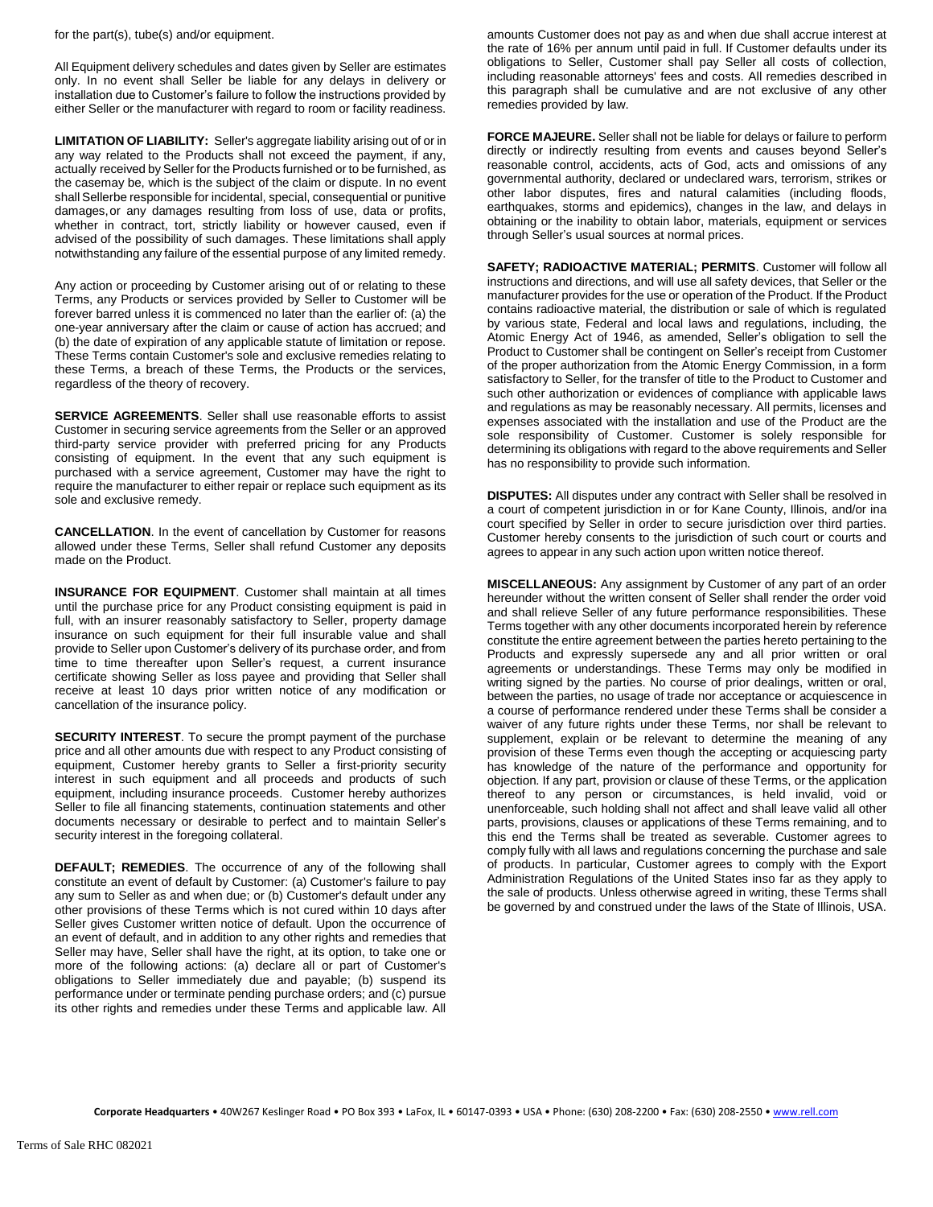for the part(s), tube(s) and/or equipment.

All Equipment delivery schedules and dates given by Seller are estimates only. In no event shall Seller be liable for any delays in delivery or installation due to Customer's failure to follow the instructions provided by either Seller or the manufacturer with regard to room or facility readiness.

**LIMITATION OF LIABILITY:** Seller's aggregate liability arising out of or in any way related to the Products shall not exceed the payment, if any, actually received by Seller for the Products furnished or to be furnished, as the casemay be, which is the subject of the claim or dispute. In no event shall Sellerbe responsible for incidental, special, consequential or punitive damages, or any damages resulting from loss of use, data or profits, whether in contract, tort, strictly liability or however caused, even if advised of the possibility of such damages. These limitations shall apply notwithstanding any failure of the essential purpose of any limited remedy.

Any action or proceeding by Customer arising out of or relating to these Terms, any Products or services provided by Seller to Customer will be forever barred unless it is commenced no later than the earlier of: (a) the one-year anniversary after the claim or cause of action has accrued; and (b) the date of expiration of any applicable statute of limitation or repose. These Terms contain Customer's sole and exclusive remedies relating to these Terms, a breach of these Terms, the Products or the services, regardless of the theory of recovery.

**SERVICE AGREEMENTS**. Seller shall use reasonable efforts to assist Customer in securing service agreements from the Seller or an approved third-party service provider with preferred pricing for any Products consisting of equipment. In the event that any such equipment is purchased with a service agreement, Customer may have the right to require the manufacturer to either repair or replace such equipment as its sole and exclusive remedy.

**CANCELLATION**. In the event of cancellation by Customer for reasons allowed under these Terms, Seller shall refund Customer any deposits made on the Product.

**INSURANCE FOR EQUIPMENT**. Customer shall maintain at all times until the purchase price for any Product consisting equipment is paid in full, with an insurer reasonably satisfactory to Seller, property damage insurance on such equipment for their full insurable value and shall provide to Seller upon Customer's delivery of its purchase order, and from time to time thereafter upon Seller's request, a current insurance certificate showing Seller as loss payee and providing that Seller shall receive at least 10 days prior written notice of any modification or cancellation of the insurance policy.

**SECURITY INTEREST**. To secure the prompt payment of the purchase price and all other amounts due with respect to any Product consisting of equipment, Customer hereby grants to Seller a first-priority security interest in such equipment and all proceeds and products of such equipment, including insurance proceeds. Customer hereby authorizes Seller to file all financing statements, continuation statements and other documents necessary or desirable to perfect and to maintain Seller's security interest in the foregoing collateral.

**DEFAULT; REMEDIES**. The occurrence of any of the following shall constitute an event of default by Customer: (a) Customer's failure to pay any sum to Seller as and when due; or (b) Customer's default under any other provisions of these Terms which is not cured within 10 days after Seller gives Customer written notice of default. Upon the occurrence of an event of default, and in addition to any other rights and remedies that Seller may have, Seller shall have the right, at its option, to take one or more of the following actions: (a) declare all or part of Customer's obligations to Seller immediately due and payable; (b) suspend its performance under or terminate pending purchase orders; and (c) pursue its other rights and remedies under these Terms and applicable law. All amounts Customer does not pay as and when due shall accrue interest at the rate of 16% per annum until paid in full. If Customer defaults under its obligations to Seller, Customer shall pay Seller all costs of collection, including reasonable attorneys' fees and costs. All remedies described in this paragraph shall be cumulative and are not exclusive of any other remedies provided by law.

**FORCE MAJEURE.** Seller shall not be liable for delays or failure to perform directly or indirectly resulting from events and causes beyond Seller's reasonable control, accidents, acts of God, acts and omissions of any governmental authority, declared or undeclared wars, terrorism, strikes or other labor disputes, fires and natural calamities (including floods, earthquakes, storms and epidemics), changes in the law, and delays in obtaining or the inability to obtain labor, materials, equipment or services through Seller's usual sources at normal prices.

**SAFETY; RADIOACTIVE MATERIAL; PERMITS**. Customer will follow all instructions and directions, and will use all safety devices, that Seller or the manufacturer provides for the use or operation of the Product. If the Product contains radioactive material, the distribution or sale of which is regulated by various state, Federal and local laws and regulations, including, the Atomic Energy Act of 1946, as amended, Seller's obligation to sell the Product to Customer shall be contingent on Seller's receipt from Customer of the proper authorization from the Atomic Energy Commission, in a form satisfactory to Seller, for the transfer of title to the Product to Customer and such other authorization or evidences of compliance with applicable laws and regulations as may be reasonably necessary. All permits, licenses and expenses associated with the installation and use of the Product are the sole responsibility of Customer. Customer is solely responsible for determining its obligations with regard to the above requirements and Seller has no responsibility to provide such information.

**DISPUTES:** All disputes under any contract with Seller shall be resolved in a court of competent jurisdiction in or for Kane County, Illinois, and/or ina court specified by Seller in order to secure jurisdiction over third parties. Customer hereby consents to the jurisdiction of such court or courts and agrees to appear in any such action upon written notice thereof.

**MISCELLANEOUS:** Any assignment by Customer of any part of an order hereunder without the written consent of Seller shall render the order void and shall relieve Seller of any future performance responsibilities. These Terms together with any other documents incorporated herein by reference constitute the entire agreement between the parties hereto pertaining to the Products and expressly supersede any and all prior written or oral agreements or understandings. These Terms may only be modified in writing signed by the parties. No course of prior dealings, written or oral, between the parties, no usage of trade nor acceptance or acquiescence in a course of performance rendered under these Terms shall be consider a waiver of any future rights under these Terms, nor shall be relevant to supplement, explain or be relevant to determine the meaning of any provision of these Terms even though the accepting or acquiescing party has knowledge of the nature of the performance and opportunity for objection. If any part, provision or clause of these Terms, or the application thereof to any person or circumstances, is held invalid, void or unenforceable, such holding shall not affect and shall leave valid all other parts, provisions, clauses or applications of these Terms remaining, and to this end the Terms shall be treated as severable. Customer agrees to comply fully with all laws and regulations concerning the purchase and sale of products. In particular, Customer agrees to comply with the Export Administration Regulations of the United States inso far as they apply to the sale of products. Unless otherwise agreed in writing, these Terms shall be governed by and construed under the laws of the State of Illinois, USA.

**Corporate Headquarters** • 40W267 Keslinger Road • PO Box 393 • LaFox, IL • 60147-0393 • USA • Phone: (630) 208-2200 • Fax: (630) 208-2550 • www.rell.com

Terms of Sale RHC 082021